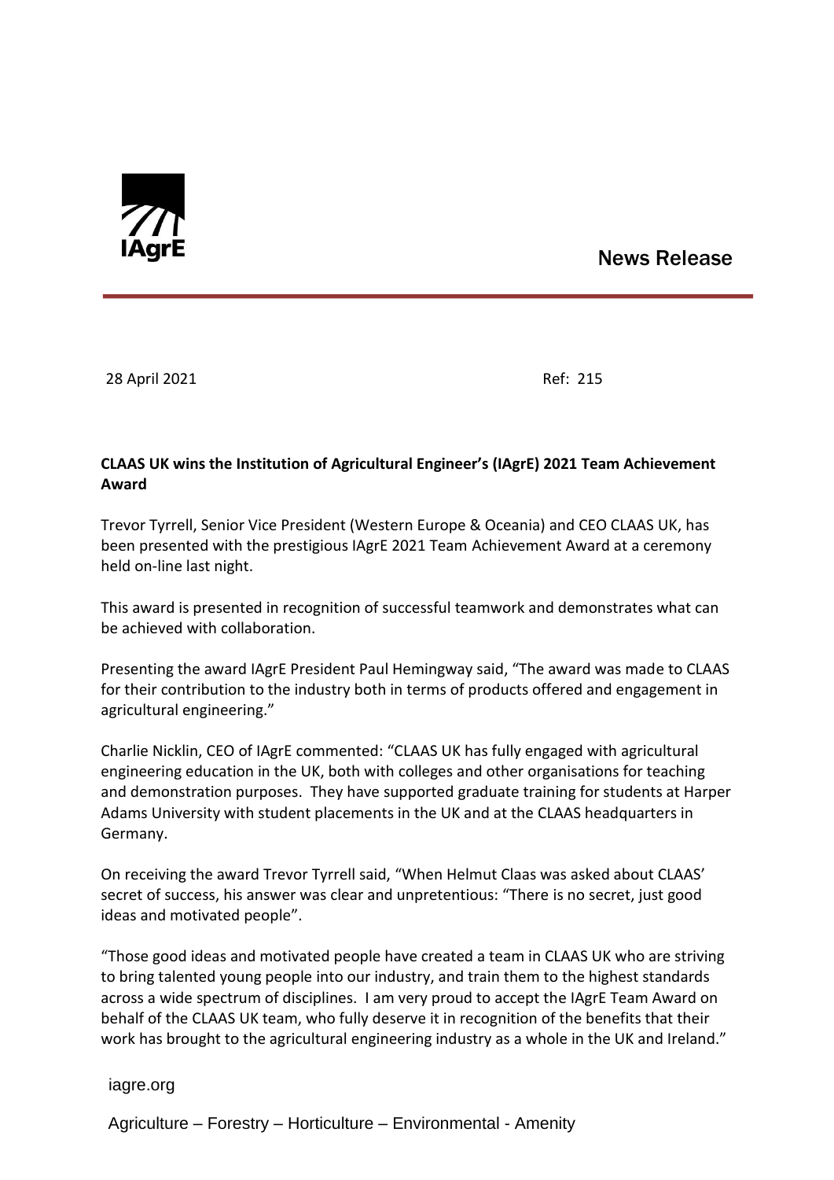IAgrE

News Release

28 April 2021 Ref: 215

**CLAAS UK wins the Institution of Agricultural Engineer's (IAgrE) 2021 Team Achievement Award**

Trevor Tyrrell, Senior Vice President (Western Europe & Oceania) and CEO CLAAS UK, has been presented with the prestigious IAgrE 2021 Team Achievement Award at a ceremony held on-line last night.

This award is presented in recognition of successful teamwork and demonstrates what can be achieved with collaboration.

Presenting the award IAgrE President Paul Hemingway said, "The award was made to CLAAS for their contribution to the industry both in terms of products offered and engagement in agricultural engineering."

Charlie Nicklin, CEO of IAgrE commented: "CLAAS UK has fully engaged with agricultural engineering education in the UK, both with colleges and other organisations for teaching and demonstration purposes. They have supported graduate training for students at Harper Adams University with student placements in the UK and at the CLAAS headquarters in Germany.

On receiving the award Trevor Tyrrell said, "When Helmut Claas was asked about CLAAS' secret of success, his answer was clear and unpretentious: "There is no secret, just good ideas and motivated people".

"Those good ideas and motivated people have created a team in CLAAS UK who are striving to bring talented young people into our industry, and train them to the highest standards across a wide spectrum of disciplines. I am very proud to accept the IAgrE Team Award on behalf of the CLAAS UK team, who fully deserve it in recognition of the benefits that their work has brought to the agricultural engineering industry as a whole in the UK and Ireland."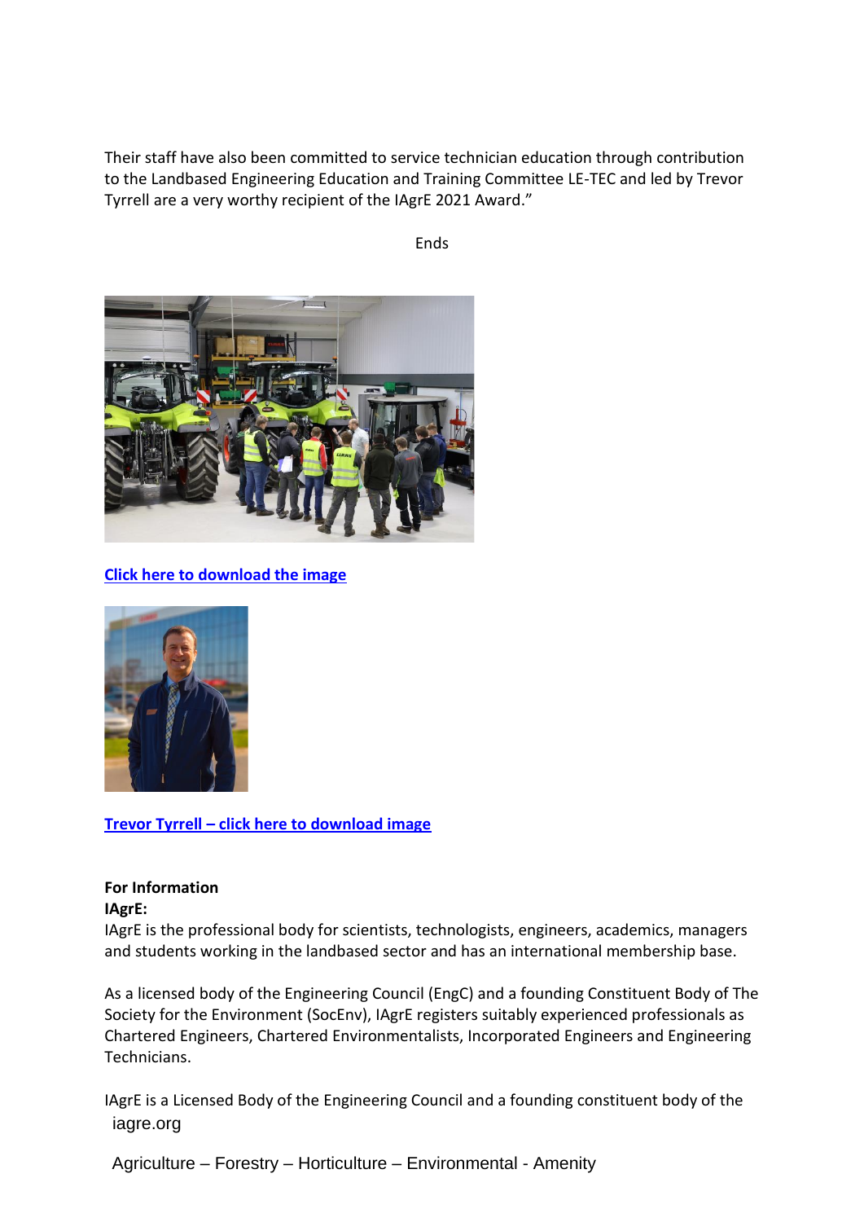Their staff have also been committed to service technician education through contribution to the Landbased Engineering Education and Training Committee LE-TEC and led by Trevor Tyrrell are a very worthy recipient of the IAgrE 2021 Award."

Ends

[Click here to download the image]()

[Trevor Tyrrell – click here to download image]()

**For Information**

**IAgrE:**

IAgrE is the professional body for scientists, technologists, engineers, academics, managers and students working in the landbased sector and has an international membership base.

As a licensed body of the Engineering Council (EngC) and a founding Constituent Body of The Society for the Environment (SocEnv), IAgrE registers suitably experienced professionals as Chartered Engineers, Chartered Environmentalists, Incorporated Engineers and Engineering Technicians.

IAgrE is a Licensed Body of the Engineering Council and a founding constituent body of the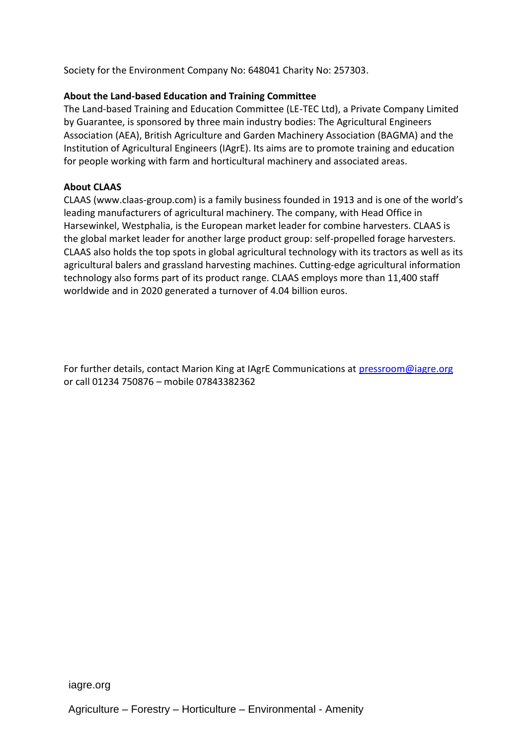Society for the Environment Company No: 648041 Charity No: 257303.

**About the Land-based Education and Training Committee**

The Land-based Training and Education Committee (LE-TEC Ltd), a Private Company Limited by Guarantee, is sponsored by three main industry bodies: The Agricultural Engineers Association (AEA), British Agriculture and Garden Machinery Association (BAGMA) and the Institution of Agricultural Engineers (IAgrE). Its aims are to promote training and education for people working with farm and horticultural machinery and associated areas.

**About CLAAS**

CLAAS (www.claas-group.com) is a family business founded in 1913 and is one of the world's leading manufacturers of agricultural machinery. The company, with Head Office in Harsewinkel, Westphalia, is the European market leader for combine harvesters. CLAAS is the global market leader for another large product group: self-propelled forage harvesters. CLAAS also holds the top spots in global agricultural technology with its tractors as well as its agricultural balers and grassland harvesting machines. Cutting-edge agricultural information technology also forms part of its product range. CLAAS employs more than 11,400 staff worldwide and in 2020 generated a turnover of 4.04 billion euros.

For further details, contact Marion King at IAgrE Communications at pressroom@iagre.org or call 01234 750876 – mobile 07843382362

iagre.org

Agriculture – Forestry – Horticulture – Environmental - Amenity